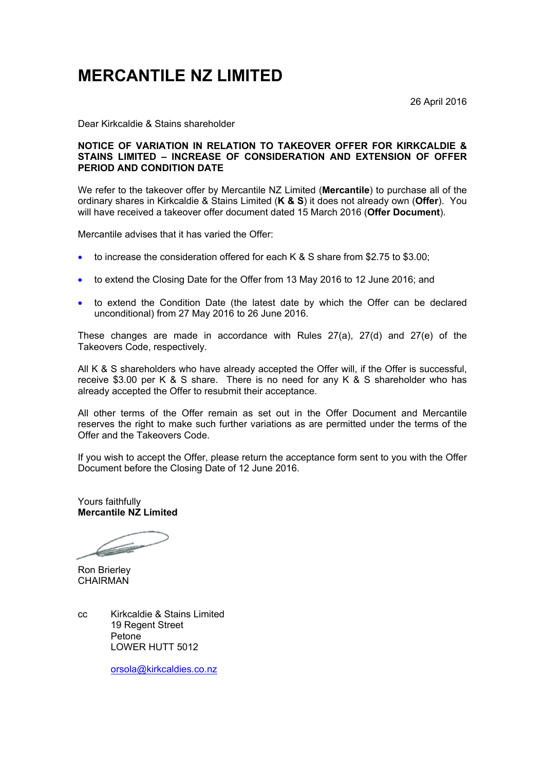# MERCANTILE NZ LIMITED

26 April 2016

Dear Kirkcaldie & Stains shareholder

**NOTICE OF VARIATION IN RELATION TO TAKEOVER OFFER FOR KIRKCALDIE & STAINS LIMITED – INCREASE OF CONSIDERATION AND EXTENSION OF OFFER PERIOD AND CONDITION DATE**

We refer to the takeover offer by Mercantile NZ Limited (**Mercantile**) to purchase all of the ordinary shares in Kirkcaldie & Stains Limited (**K & S**) it does not already own (**Offer**). You will have received a takeover offer document dated 15 March 2016 (**Offer Document**).

Mercantile advises that it has varied the Offer:

- to increase the consideration offered for each K & S share from $2.75 to $3.00;
- to extend the Closing Date for the Offer from 13 May 2016 to 12 June 2016; and
- to extend the Condition Date (the latest date by which the Offer can be declared unconditional) from 27 May 2016 to 26 June 2016.

These changes are made in accordance with Rules 27(a), 27(d) and 27(e) of the Takeovers Code, respectively.

All K & S shareholders who have already accepted the Offer will, if the Offer is successful, receive $3.00 per K & S share. There is no need for any K & S shareholder who has already accepted the Offer to resubmit their acceptance.

All other terms of the Offer remain as set out in the Offer Document and Mercantile reserves the right to make such further variations as are permitted under the terms of the Offer and the Takeovers Code.

If you wish to accept the Offer, please return the acceptance form sent to you with the Offer Document before the Closing Date of 12 June 2016.

Yours faithfully
**Mercantile NZ Limited**

Ron Brierley
CHAIRMAN

cc Kirkcaldie & Stains Limited
19 Regent Street
Petone
LOWER HUTT 5012

orsola@kirkcaldies.co.nz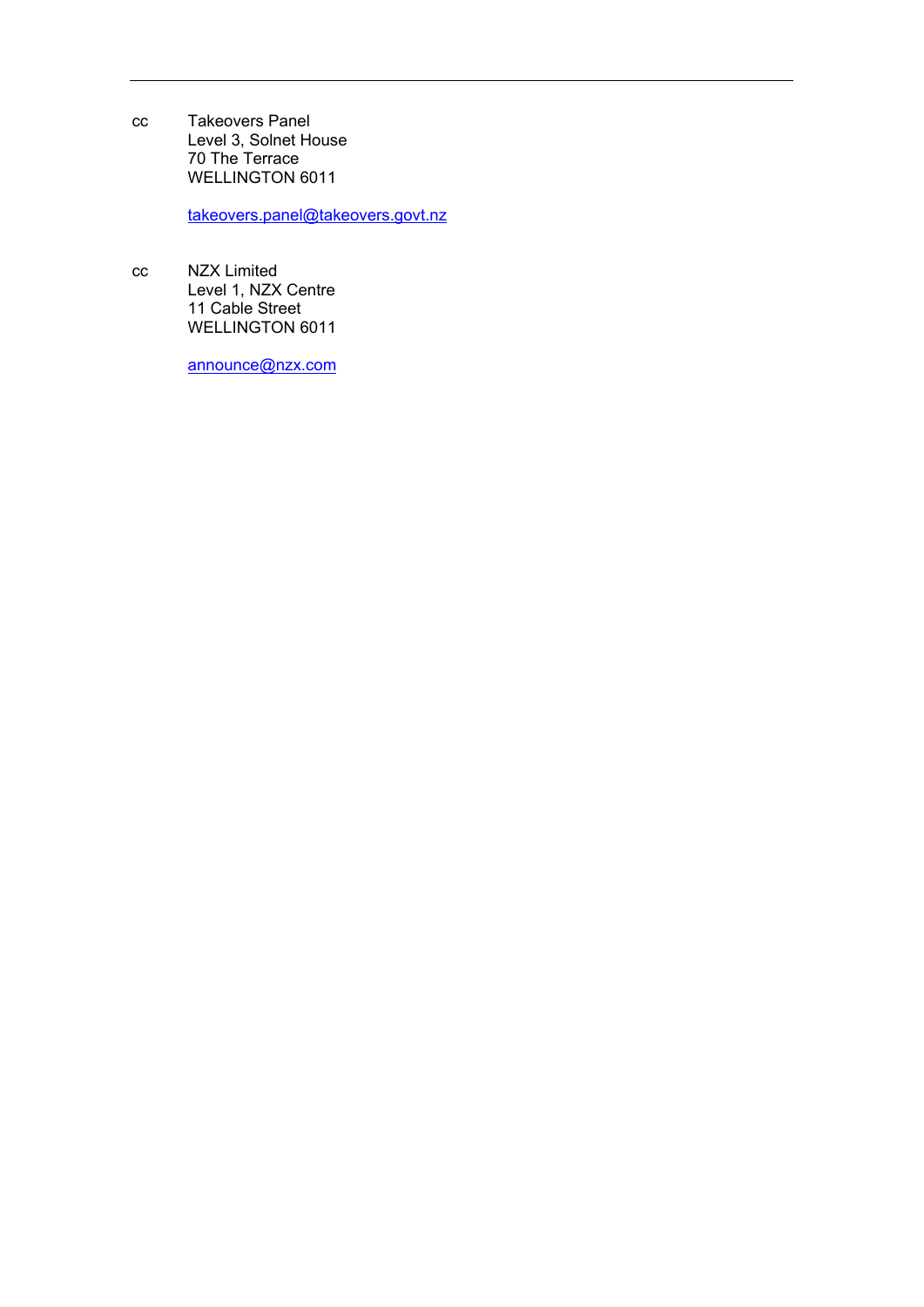cc Takeovers Panel  
Level 3, Solnet House  
70 The Terrace  
WELLINGTON 6011

takeovers.panel@takeovers.govt.nz

cc NZX Limited  
Level 1, NZX Centre  
11 Cable Street  
WELLINGTON 6011

announce@nzx.com